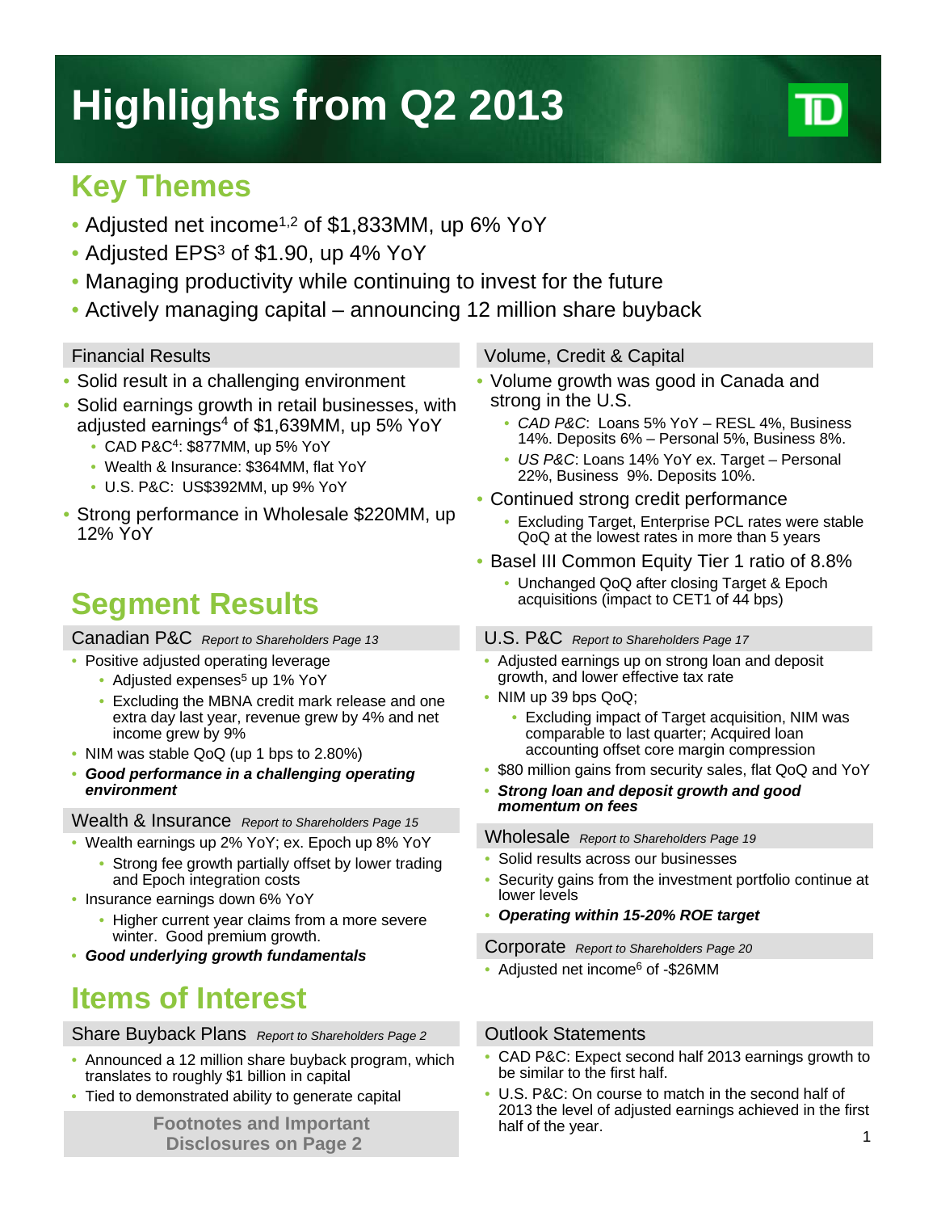# Highlights from Q2 2013

## Key Themes

- Adjusted net income[1,2] of $1,833MM, up 6% YoY
- Adjusted EPS[3] of $1.90, up 4% YoY
- Managing productivity while continuing to invest for the future
- Actively managing capital – announcing 12 million share buyback

### Financial Results

- Solid result in a challenging environment
- Solid earnings growth in retail businesses, with adjusted earnings[4] of $1,639MM, up 5% YoY
  - CAD P&C[4]: $877MM, up 5% YoY
  - Wealth & Insurance: $364MM, flat YoY
  - U.S. P&C: US$392MM, up 9% YoY
- Strong performance in Wholesale $220MM, up 12% YoY

### Volume, Credit & Capital

- Volume growth was good in Canada and strong in the U.S.
  - *CAD P&C*: Loans 5% YoY – RESL 4%, Business 14%. Deposits 6% – Personal 5%, Business 8%.
  - *US P&C*: Loans 14% YoY ex. Target – Personal 22%, Business 9%. Deposits 10%.
- Continued strong credit performance
  - Excluding Target, Enterprise PCL rates were stable QoQ at the lowest rates in more than 5 years
- Basel III Common Equity Tier 1 ratio of 8.8%
  - Unchanged QoQ after closing Target & Epoch acquisitions (impact to CET1 of 44 bps)

## Segment Results

### Canadian P&C *Report to Shareholders Page 13*

- Positive adjusted operating leverage
  - Adjusted expenses[5] up 1% YoY
  - Excluding the MBNA credit mark release and one extra day last year, revenue grew by 4% and net income grew by 9%
- NIM was stable QoQ (up 1 bps to 2.80%)
- ***Good performance in a challenging operating environment***

### Wealth & Insurance *Report to Shareholders Page 15*

- Wealth earnings up 2% YoY; ex. Epoch up 8% YoY
  - Strong fee growth partially offset by lower trading and Epoch integration costs
- Insurance earnings down 6% YoY
  - Higher current year claims from a more severe winter. Good premium growth.
- ***Good underlying growth fundamentals***

### U.S. P&C *Report to Shareholders Page 17*

- Adjusted earnings up on strong loan and deposit growth, and lower effective tax rate
- NIM up 39 bps QoQ;
  - Excluding impact of Target acquisition, NIM was comparable to last quarter; Acquired loan accounting offset core margin compression
- $80 million gains from security sales, flat QoQ and YoY
- ***Strong loan and deposit growth and good momentum on fees***

### Wholesale *Report to Shareholders Page 19*

- Solid results across our businesses
- Security gains from the investment portfolio continue at lower levels
- ***Operating within 15-20% ROE target***

### Corporate *Report to Shareholders Page 20*

- Adjusted net income[6] of -$26MM

## Items of Interest

### Share Buyback Plans *Report to Shareholders Page 2*

- Announced a 12 million share buyback program, which translates to roughly $1 billion in capital
- Tied to demonstrated ability to generate capital

**Footnotes and Important Disclosures on Page 2**

### Outlook Statements

- CAD P&C: Expect second half 2013 earnings growth to be similar to the first half.
- U.S. P&C: On course to match in the second half of 2013 the level of adjusted earnings achieved in the first half of the year.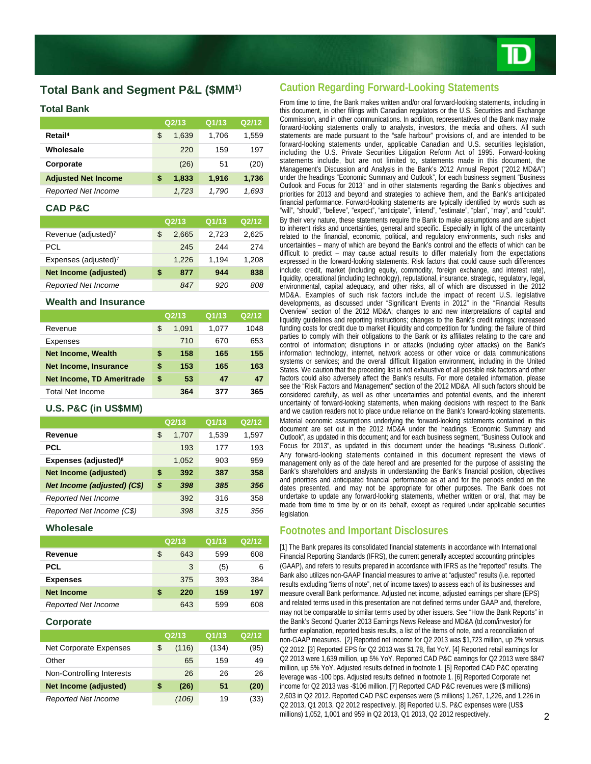## Total Bank and Segment P&L ($MM[1])

### Total Bank

| | | Q2/13 | Q1/13 | Q2/12 |
|---|---|---|---|---|
| **Retail[4]** | $ | 1,639 | 1,706 | 1,559 |
| **Wholesale** | | 220 | 159 | 197 |
| **Corporate** | | (26) | 51 | (20) |
| **Adjusted Net Income** | **$** | **1,833** | **1,916** | **1,736** |
| *Reported Net Income* | | *1,723* | *1,790* | *1,693* |

### CAD P&C

| | | Q2/13 | Q1/13 | Q2/12 |
|---|---|---|---|---|
| Revenue (adjusted)[7] | $ | 2,665 | 2,723 | 2,625 |
| PCL | | 245 | 244 | 274 |
| Expenses (adjusted)[7] | | 1,226 | 1,194 | 1,208 |
| **Net Income (adjusted)** | **$** | **877** | **944** | **838** |
| *Reported Net Income* | | *847* | *920* | *808* |

### Wealth and Insurance

| | | Q2/13 | Q1/13 | Q2/12 |
|---|---|---|---|---|
| Revenue | $ | 1,091 | 1,077 | 1048 |
| Expenses | | 710 | 670 | 653 |
| **Net Income, Wealth** | **$** | **158** | **165** | **155** |
| **Net Income, Insurance** | **$** | **153** | **165** | **163** |
| **Net Income, TD Ameritrade** | **$** | **53** | **47** | **47** |
| Total Net Income | | **364** | **377** | **365** |

### U.S. P&C (in US$MM)

| | | Q2/13 | Q1/13 | Q2/12 |
|---|---|---|---|---|
| **Revenue** | $ | 1,707 | 1,539 | 1,597 |
| **PCL** | | 193 | 177 | 193 |
| **Expenses (adjusted)[8]** | | 1,052 | 903 | 959 |
| **Net Income (adjusted)** | **$** | **392** | **387** | **358** |
| ***Net Income (adjusted) (C$)*** | ***$*** | ***398*** | ***385*** | ***356*** |
| *Reported Net Income* | | 392 | 316 | 358 |
| *Reported Net Income (C$)* | | *398* | *315* | *356* |

### Wholesale

| | | Q2/13 | Q1/13 | Q2/12 |
|---|---|---|---|---|
| **Revenue** | $ | 643 | 599 | 608 |
| **PCL** | | 3 | (5) | 6 |
| **Expenses** | | 375 | 393 | 384 |
| **Net Income** | **$** | **220** | **159** | **197** |
| *Reported Net Income* | | 643 | 599 | 608 |

### Corporate

| | | Q2/13 | Q1/13 | Q2/12 |
|---|---|---|---|---|
| Net Corporate Expenses | $ | (116) | (134) | (95) |
| Other | | 65 | 159 | 49 |
| Non-Controlling Interests | | 26 | 26 | 26 |
| **Net Income (adjusted)** | **$** | **(26)** | **51** | **(20)** |
| *Reported Net Income* | | *(106)* | 19 | (33) |

## Caution Regarding Forward-Looking Statements

From time to time, the Bank makes written and/or oral forward-looking statements, including in this document, in other filings with Canadian regulators or the U.S. Securities and Exchange Commission, and in other communications. In addition, representatives of the Bank may make forward-looking statements orally to analysts, investors, the media and others. All such statements are made pursuant to the "safe harbour" provisions of, and are intended to be forward-looking statements under, applicable Canadian and U.S. securities legislation, including the U.S. Private Securities Litigation Reform Act of 1995. Forward-looking statements include, but are not limited to, statements made in this document, the Management's Discussion and Analysis in the Bank's 2012 Annual Report ("2012 MD&A") under the headings "Economic Summary and Outlook", for each business segment "Business Outlook and Focus for 2013" and in other statements regarding the Bank's objectives and priorities for 2013 and beyond and strategies to achieve them, and the Bank's anticipated financial performance. Forward-looking statements are typically identified by words such as "will", "should", "believe", "expect", "anticipate", "intend", "estimate", "plan", "may", and "could". By their very nature, these statements require the Bank to make assumptions and are subject to inherent risks and uncertainties, general and specific. Especially in light of the uncertainty related to the financial, economic, political, and regulatory environments, such risks and uncertainties – many of which are beyond the Bank's control and the effects of which can be difficult to predict – may cause actual results to differ materially from the expectations expressed in the forward-looking statements. Risk factors that could cause such differences include: credit, market (including equity, commodity, foreign exchange, and interest rate), liquidity, operational (including technology), reputational, insurance, strategic, regulatory, legal, environmental, capital adequacy, and other risks, all of which are discussed in the 2012 MD&A. Examples of such risk factors include the impact of recent U.S. legislative developments, as discussed under "Significant Events in 2012" in the "Financial Results Overview" section of the 2012 MD&A; changes to and new interpretations of capital and liquidity guidelines and reporting instructions; changes to the Bank's credit ratings; increased funding costs for credit due to market illiquidity and competition for funding; the failure of third parties to comply with their obligations to the Bank or its affiliates relating to the care and control of information; disruptions in or attacks (including cyber attacks) on the Bank's information technology, internet, network access or other voice or data communications systems or services; and the overall difficult litigation environment, including in the United States. We caution that the preceding list is not exhaustive of all possible risk factors and other factors could also adversely affect the Bank's results. For more detailed information, please see the "Risk Factors and Management" section of the 2012 MD&A. All such factors should be considered carefully, as well as other uncertainties and potential events, and the inherent uncertainty of forward-looking statements, when making decisions with respect to the Bank and we caution readers not to place undue reliance on the Bank's forward-looking statements. Material economic assumptions underlying the forward-looking statements contained in this document are set out in the 2012 MD&A under the headings "Economic Summary and Outlook", as updated in this document; and for each business segment, "Business Outlook and Focus for 2013", as updated in this document under the headings "Business Outlook". Any forward-looking statements contained in this document represent the views of management only as of the date hereof and are presented for the purpose of assisting the Bank's shareholders and analysts in understanding the Bank's financial position, objectives and priorities and anticipated financial performance as at and for the periods ended on the dates presented, and may not be appropriate for other purposes. The Bank does not undertake to update any forward-looking statements, whether written or oral, that may be made from time to time by or on its behalf, except as required under applicable securities legislation.

## Footnotes and Important Disclosures

[1] The Bank prepares its consolidated financial statements in accordance with International Financial Reporting Standards (IFRS), the current generally accepted accounting principles (GAAP), and refers to results prepared in accordance with IFRS as the "reported" results. The Bank also utilizes non-GAAP financial measures to arrive at "adjusted" results (i.e. reported results excluding "items of note", net of income taxes) to assess each of its businesses and measure overall Bank performance. Adjusted net income, adjusted earnings per share (EPS) and related terms used in this presentation are not defined terms under GAAP and, therefore, may not be comparable to similar terms used by other issuers. See "How the Bank Reports" in the Bank's Second Quarter 2013 Earnings News Release and MD&A (td.com/investor) for further explanation, reported basis results, a list of the items of note, and a reconciliation of non-GAAP measures. [2] Reported net income for Q2 2013 was $1,723 million, up 2% versus Q2 2012. [3] Reported EPS for Q2 2013 was $1.78, flat YoY. [4] Reported retail earnings for Q2 2013 were 1,639 million, up 5% YoY. Reported CAD P&C earnings for Q2 2013 were $847 million, up 5% YoY. Adjusted results defined in footnote 1. [5] Reported CAD P&C operating leverage was -100 bps. Adjusted results defined in footnote 1. [6] Reported Corporate net income for Q2 2013 was -$106 million. [7] Reported CAD P&C revenues were ($ millions) 2,603 in Q2 2012. Reported CAD P&C expenses were ($ millions) 1,267, 1,226, and 1,226 in Q2 2013, Q1 2013, Q2 2012 respectively. [8] Reported U.S. P&C expenses were (US$ millions) 1,052, 1,001 and 959 in Q2 2013, Q1 2013, Q2 2012 respectively.